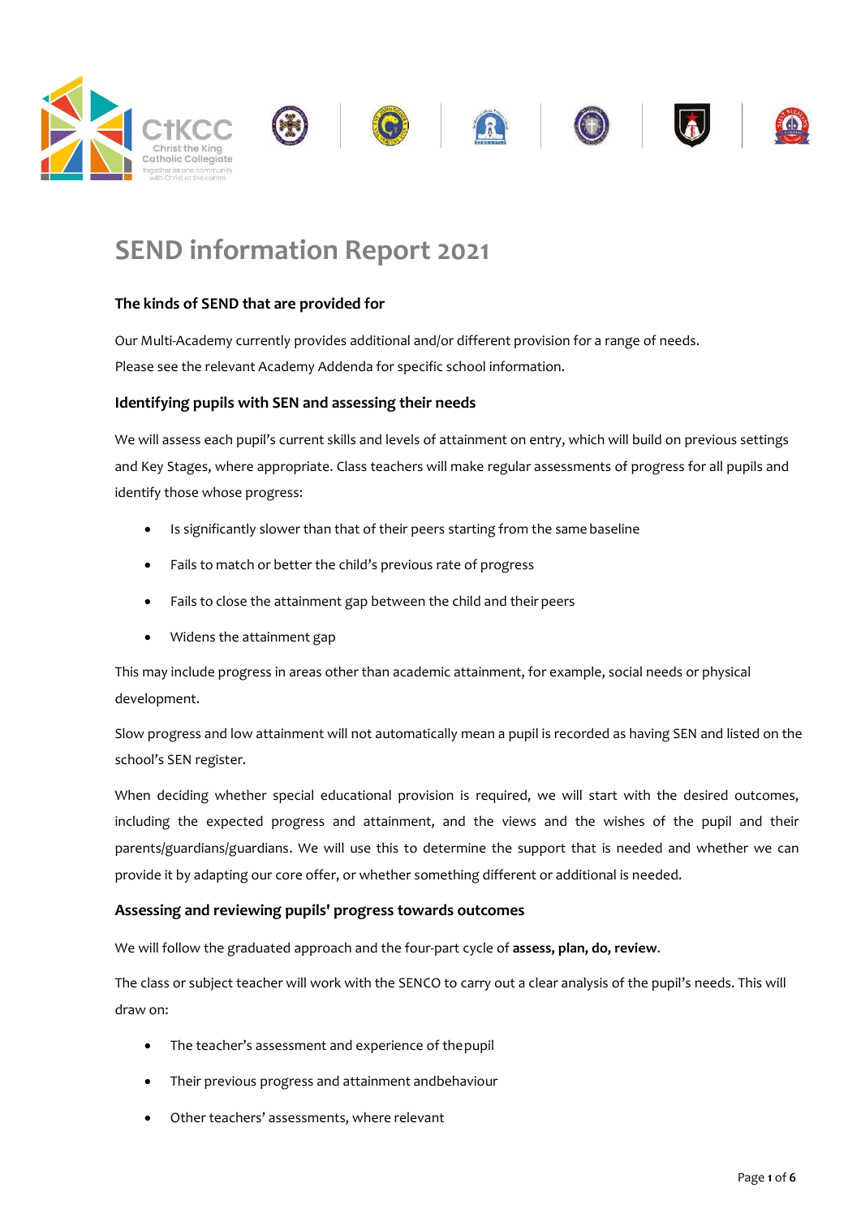# SEND information Report 2021

### The kinds of SEND that are provided for

Our Multi-Academy currently provides additional and/or different provision for a range of needs.

Please see the relevant Academy Addenda for specific school information.

### Identifying pupils with SEN and assessing their needs

We will assess each pupil's current skills and levels of attainment on entry, which will build on previous settings and Key Stages, where appropriate. Class teachers will make regular assessments of progress for all pupils and identify those whose progress:

- Is significantly slower than that of their peers starting from the same baseline
- Fails to match or better the child's previous rate of progress
- Fails to close the attainment gap between the child and their peers
- Widens the attainment gap

This may include progress in areas other than academic attainment, for example, social needs or physical development.

Slow progress and low attainment will not automatically mean a pupil is recorded as having SEN and listed on the school's SEN register.

When deciding whether special educational provision is required, we will start with the desired outcomes, including the expected progress and attainment, and the views and the wishes of the pupil and their parents/guardians/guardians. We will use this to determine the support that is needed and whether we can provide it by adapting our core offer, or whether something different or additional is needed.

### Assessing and reviewing pupils' progress towards outcomes

We will follow the graduated approach and the four-part cycle of **assess, plan, do, review**.

The class or subject teacher will work with the SENCO to carry out a clear analysis of the pupil's needs. This will draw on:

- The teacher's assessment and experience of the pupil
- Their previous progress and attainment and behaviour
- Other teachers' assessments, where relevant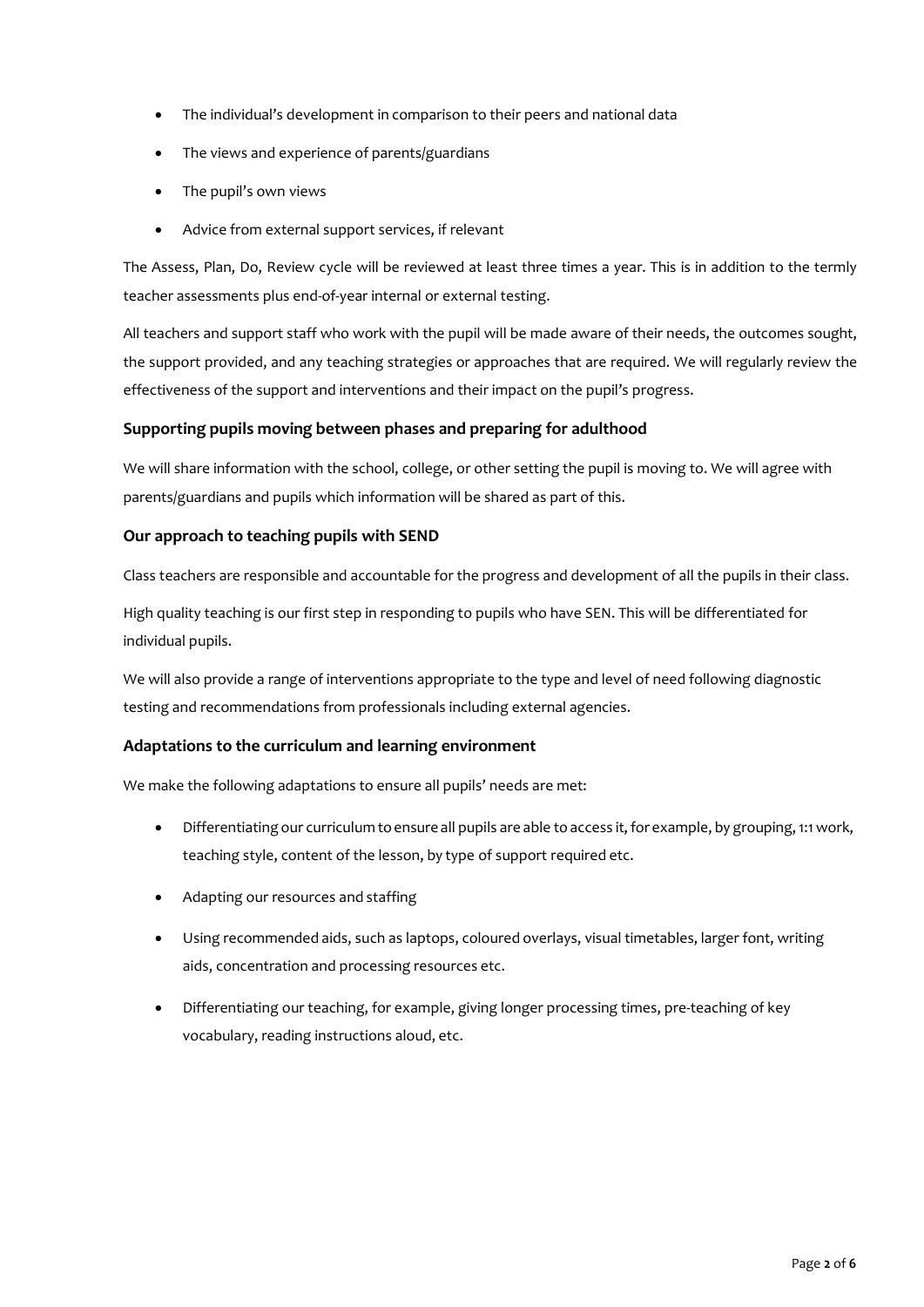- The individual's development in comparison to their peers and national data
- The views and experience of parents/guardians
- The pupil's own views
- Advice from external support services, if relevant

The Assess, Plan, Do, Review cycle will be reviewed at least three times a year. This is in addition to the termly teacher assessments plus end-of-year internal or external testing.

All teachers and support staff who work with the pupil will be made aware of their needs, the outcomes sought, the support provided, and any teaching strategies or approaches that are required. We will regularly review the effectiveness of the support and interventions and their impact on the pupil's progress.

### Supporting pupils moving between phases and preparing for adulthood

We will share information with the school, college, or other setting the pupil is moving to. We will agree with parents/guardians and pupils which information will be shared as part of this.

### Our approach to teaching pupils with SEND

Class teachers are responsible and accountable for the progress and development of all the pupils in their class.

High quality teaching is our first step in responding to pupils who have SEN. This will be differentiated for individual pupils.

We will also provide a range of interventions appropriate to the type and level of need following diagnostic testing and recommendations from professionals including external agencies.

### Adaptations to the curriculum and learning environment

We make the following adaptations to ensure all pupils' needs are met:

- Differentiating our curriculum to ensure all pupils are able to access it, for example, by grouping, 1:1 work, teaching style, content of the lesson, by type of support required etc.
- Adapting our resources and staffing
- Using recommended aids, such as laptops, coloured overlays, visual timetables, larger font, writing aids, concentration and processing resources etc.
- Differentiating our teaching, for example, giving longer processing times, pre-teaching of key vocabulary, reading instructions aloud, etc.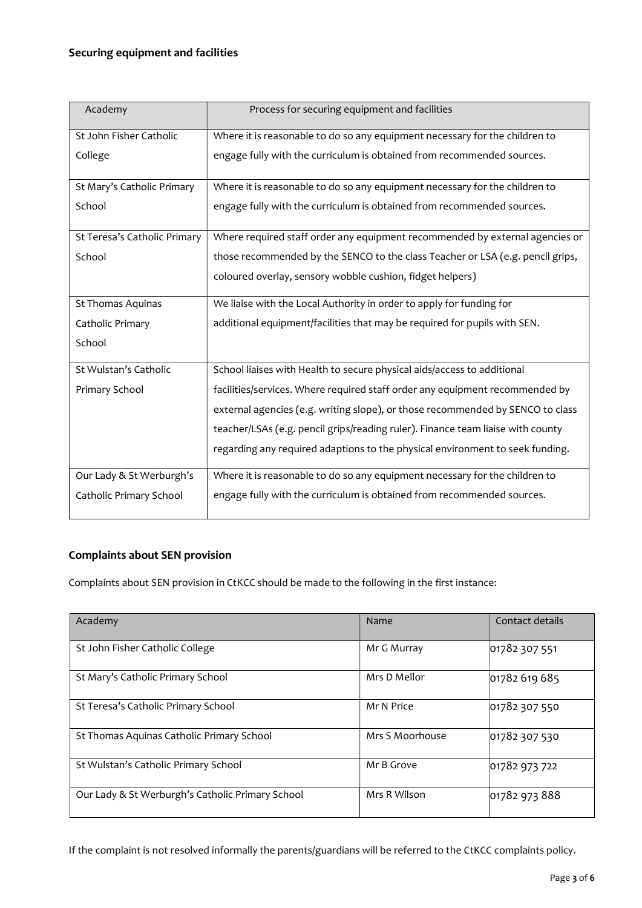### Securing equipment and facilities

| Academy | Process for securing equipment and facilities |
|---|---|
| St John Fisher Catholic College | Where it is reasonable to do so any equipment necessary for the children to engage fully with the curriculum is obtained from recommended sources. |
| St Mary's Catholic Primary School | Where it is reasonable to do so any equipment necessary for the children to engage fully with the curriculum is obtained from recommended sources. |
| St Teresa's Catholic Primary School | Where required staff order any equipment recommended by external agencies or those recommended by the SENCO to the class Teacher or LSA (e.g. pencil grips, coloured overlay, sensory wobble cushion, fidget helpers) |
| St Thomas Aquinas Catholic Primary School | We liaise with the Local Authority in order to apply for funding for additional equipment/facilities that may be required for pupils with SEN. |
| St Wulstan's Catholic Primary School | School liaises with Health to secure physical aids/access to additional facilities/services. Where required staff order any equipment recommended by external agencies (e.g. writing slope), or those recommended by SENCO to class teacher/LSAs (e.g. pencil grips/reading ruler). Finance team liaise with county regarding any required adaptions to the physical environment to seek funding. |
| Our Lady & St Werburgh's Catholic Primary School | Where it is reasonable to do so any equipment necessary for the children to engage fully with the curriculum is obtained from recommended sources. |

### Complaints about SEN provision

Complaints about SEN provision in CtKCC should be made to the following in the first instance:

| Academy | Name | Contact details |
|---|---|---|
| St John Fisher Catholic College | Mr G Murray | 01782 307 551 |
| St Mary's Catholic Primary School | Mrs D Mellor | 01782 619 685 |
| St Teresa's Catholic Primary School | Mr N Price | 01782 307 550 |
| St Thomas Aquinas Catholic Primary School | Mrs S Moorhouse | 01782 307 530 |
| St Wulstan's Catholic Primary School | Mr B Grove | 01782 973 722 |
| Our Lady & St Werburgh's Catholic Primary School | Mrs R Wilson | 01782 973 888 |

If the complaint is not resolved informally the parents/guardians will be referred to the CtKCC complaints policy.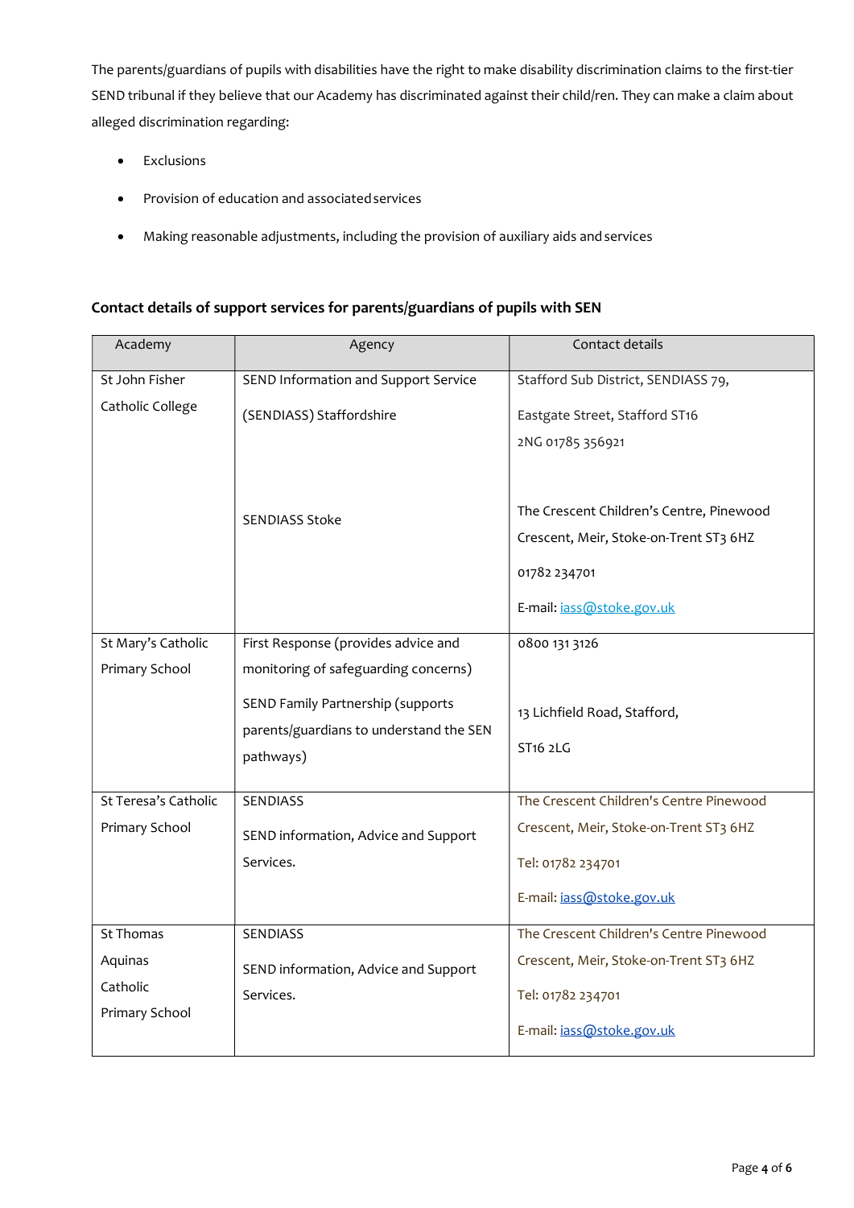The parents/guardians of pupils with disabilities have the right to make disability discrimination claims to the first-tier SEND tribunal if they believe that our Academy has discriminated against their child/ren. They can make a claim about alleged discrimination regarding:

- Exclusions
- Provision of education and associated services
- Making reasonable adjustments, including the provision of auxiliary aids and services

### Contact details of support services for parents/guardians of pupils with SEN

| Academy | Agency | Contact details |
|---|---|---|
| St John Fisher Catholic College | SEND Information and Support Service (SENDIASS) Staffordshire | Stafford Sub District, SENDIASS 79, Eastgate Street, Stafford ST16 2NG 01785 356921 |
| | SENDIASS Stoke | The Crescent Children's Centre, Pinewood Crescent, Meir, Stoke-on-Trent ST3 6HZ 01782 234701 E-mail: iass@stoke.gov.uk |
| St Mary's Catholic Primary School | First Response (provides advice and monitoring of safeguarding concerns) | 0800 131 3126 |
| | SEND Family Partnership (supports parents/guardians to understand the SEN pathways) | 13 Lichfield Road, Stafford, ST16 2LG |
| St Teresa's Catholic Primary School | SENDIASS SEND information, Advice and Support Services. | The Crescent Children's Centre Pinewood Crescent, Meir, Stoke-on-Trent ST3 6HZ Tel: 01782 234701 E-mail: iass@stoke.gov.uk |
| St Thomas Aquinas Catholic Primary School | SENDIASS SEND information, Advice and Support Services. | The Crescent Children's Centre Pinewood Crescent, Meir, Stoke-on-Trent ST3 6HZ Tel: 01782 234701 E-mail: iass@stoke.gov.uk |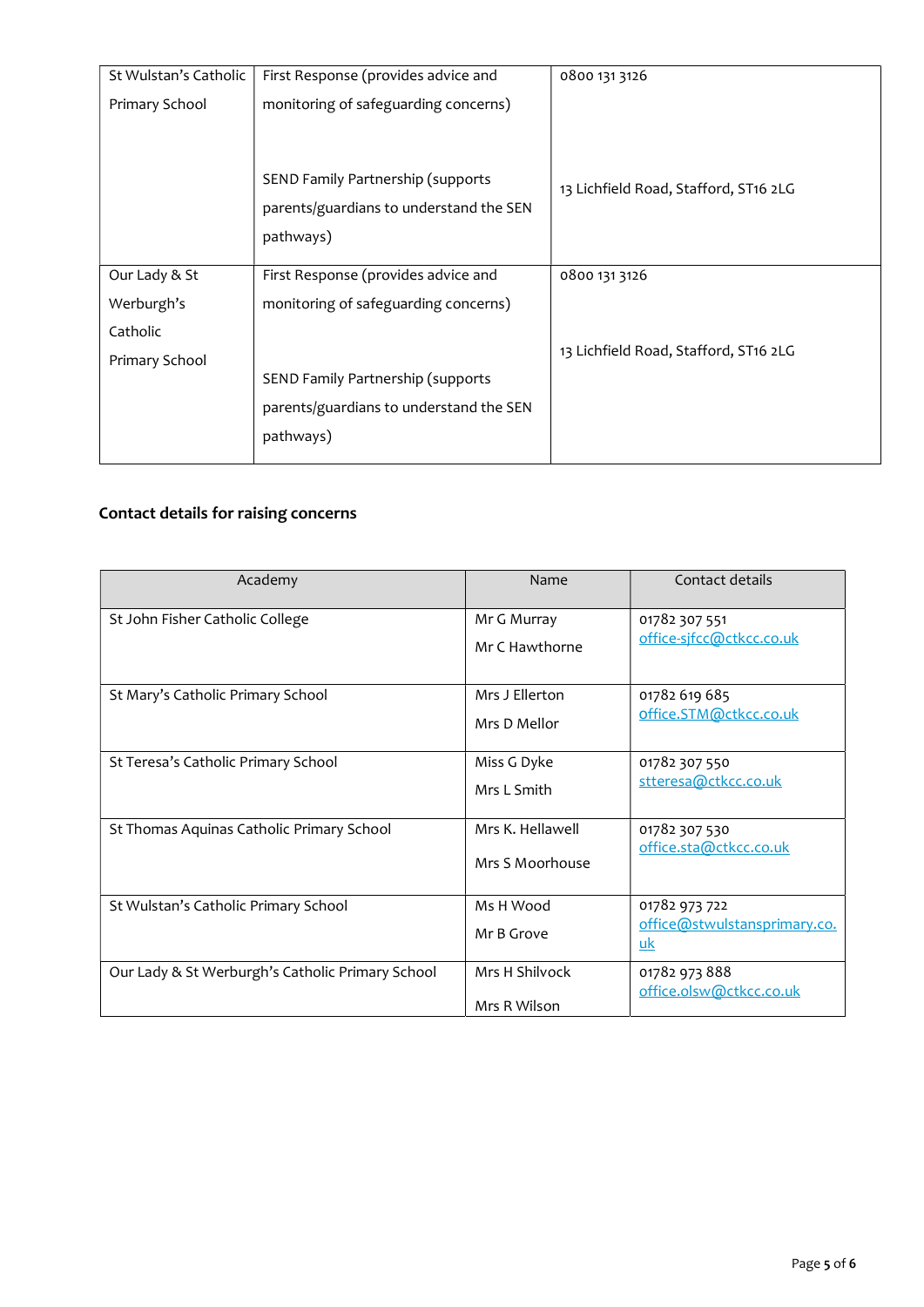| | | |
|---|---|---|
| St Wulstan's Catholic Primary School | First Response (provides advice and monitoring of safeguarding concerns)<br><br>SEND Family Partnership (supports parents/guardians to understand the SEN pathways) | 0800 131 3126<br><br>13 Lichfield Road, Stafford, ST16 2LG |
| Our Lady & St Werburgh's Catholic Primary School | First Response (provides advice and monitoring of safeguarding concerns)<br><br>SEND Family Partnership (supports parents/guardians to understand the SEN pathways) | 0800 131 3126<br><br>13 Lichfield Road, Stafford, ST16 2LG |

**Contact details for raising concerns**

| Academy | Name | Contact details |
|---|---|---|
| St John Fisher Catholic College | Mr G Murray<br>Mr C Hawthorne | 01782 307 551<br>office-sjfcc@ctkcc.co.uk |
| St Mary's Catholic Primary School | Mrs J Ellerton<br>Mrs D Mellor | 01782 619 685<br>office.STM@ctkcc.co.uk |
| St Teresa's Catholic Primary School | Miss G Dyke<br>Mrs L Smith | 01782 307 550<br>stteresa@ctkcc.co.uk |
| St Thomas Aquinas Catholic Primary School | Mrs K. Hellawell<br>Mrs S Moorhouse | 01782 307 530<br>office.sta@ctkcc.co.uk |
| St Wulstan's Catholic Primary School | Ms H Wood<br>Mr B Grove | 01782 973 722<br>office@stwulstansprimary.co.uk |
| Our Lady & St Werburgh's Catholic Primary School | Mrs H Shilvock<br>Mrs R Wilson | 01782 973 888<br>office.olsw@ctkcc.co.uk |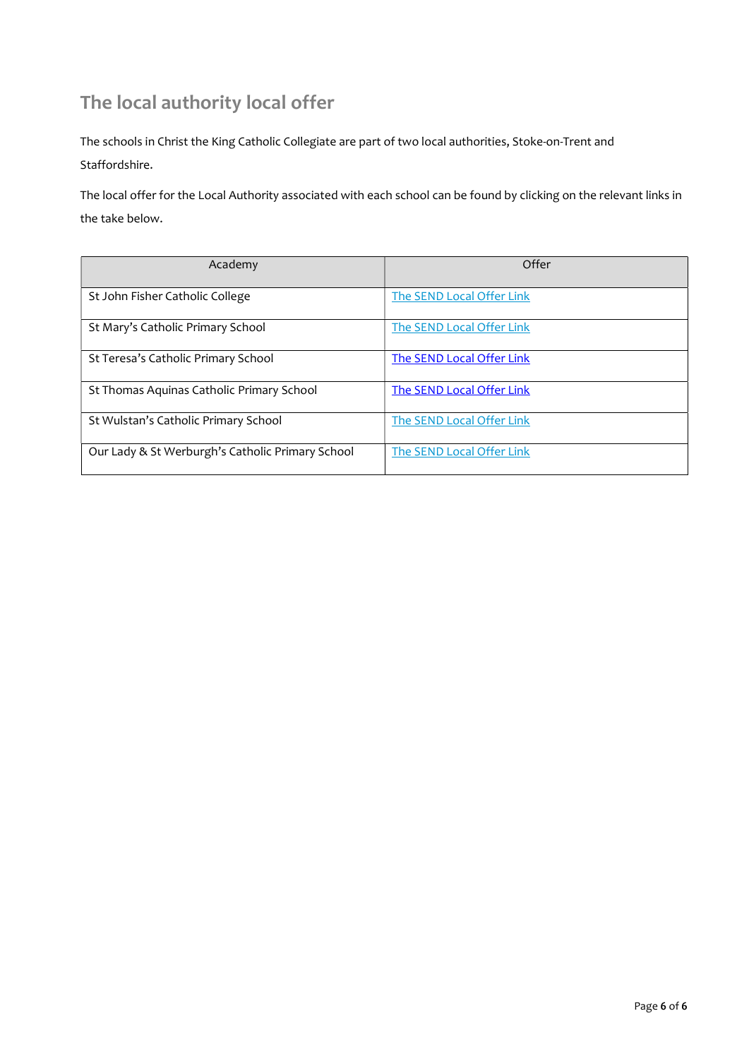## The local authority local offer

The schools in Christ the King Catholic Collegiate are part of two local authorities, Stoke-on-Trent and Staffordshire.

The local offer for the Local Authority associated with each school can be found by clicking on the relevant links in the take below.

| Academy | Offer |
|---|---|
| St John Fisher Catholic College | The SEND Local Offer Link |
| St Mary's Catholic Primary School | The SEND Local Offer Link |
| St Teresa's Catholic Primary School | The SEND Local Offer Link |
| St Thomas Aquinas Catholic Primary School | The SEND Local Offer Link |
| St Wulstan's Catholic Primary School | The SEND Local Offer Link |
| Our Lady & St Werburgh's Catholic Primary School | The SEND Local Offer Link |